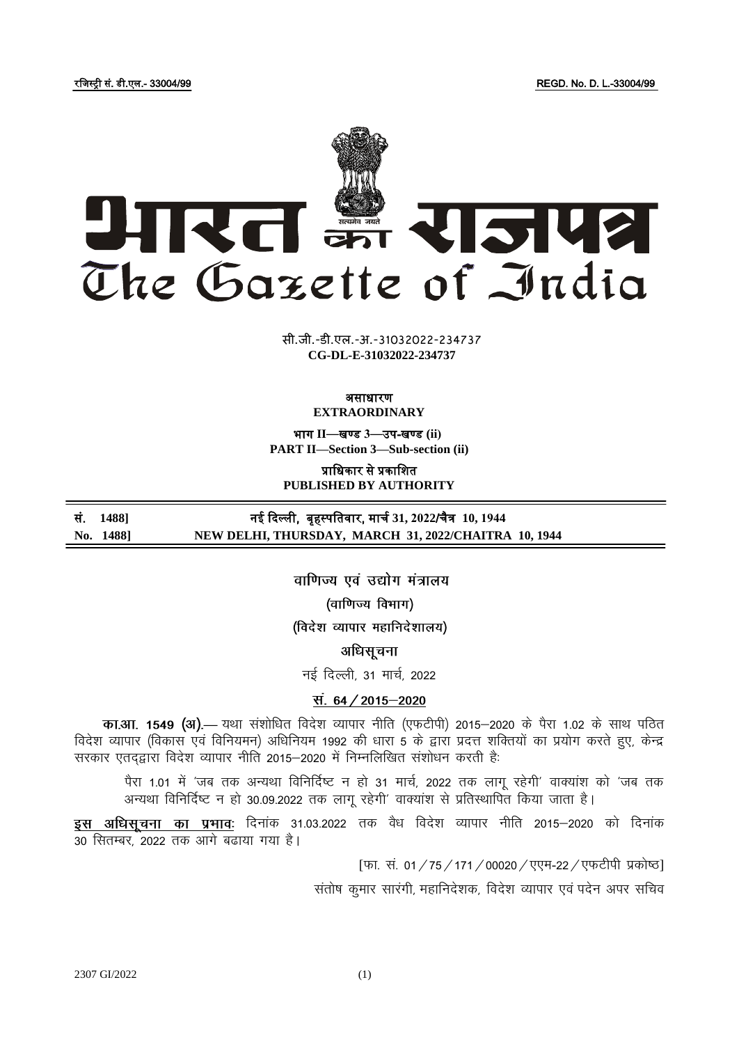रजिस्ट्री सं. डी.एल.- 33004/99 REGD. No. D. L.-33004/99

# भारत का राजपत्र
# The Gazette of India

सी.जी.-डी.एल.-अ.-31032022-234737
**CG-DL-E-31032022-234737**

**असाधारण**
**EXTRAORDINARY**

**भाग II—खण्ड 3—उप-खण्ड (ii)**
**PART II—Section 3—Sub-section (ii)**

**प्राधिकार से प्रकाशित**
**PUBLISHED BY AUTHORITY**

| | |
|---|---|
| **सं. 1488]** | **नई दिल्ली, बृहस्पतिवार, मार्च 31, 2022/चैत्र 10, 1944** |
| **No. 1488]** | **NEW DELHI, THURSDAY, MARCH 31, 2022/CHAITRA 10, 1944** |

## वाणिज्य एवं उद्योग मंत्रालय

### (वाणिज्य विभाग)

### (विदेश व्यापार महानिदेशालय)

### अधिसूचना

नई दिल्ली, 31 मार्च, 2022

**सं. 64 / 2015—2020**

**का.आ. 1549 (अ).**— यथा संशोधित विदेश व्यापार नीति (एफटीपी) 2015—2020 के पैरा 1.02 के साथ पठित विदेश व्यापार (विकास एवं विनियमन) अधिनियम 1992 की धारा 5 के द्वारा प्रदत्त शक्तियों का प्रयोग करते हुए, केन्द्र सरकार एतद्द्वारा विदेश व्यापार नीति 2015—2020 में निम्नलिखित संशोधन करती है:

> पैरा 1.01 में 'जब तक अन्यथा विनिर्दिष्ट न हो 31 मार्च, 2022 तक लागू रहेगी' वाक्यांश को 'जब तक अन्यथा विनिर्दिष्ट न हो 30.09.2022 तक लागू रहेगी' वाक्यांश से प्रतिस्थापित किया जाता है।

**इस अधिसूचना का प्रभावः** दिनांक 31.03.2022 तक वैध विदेश व्यापार नीति 2015—2020 को दिनांक 30 सितम्बर, 2022 तक आगे बढाया गया है।

[फा. सं. 01 / 75 / 171 / 00020 / एएम-22 / एफटीपी प्रकोष्ठ]

संतोष कुमार सारंगी, महानिदेशक, विदेश व्यापार एवं पदेन अपर सचिव

2307 GI/2022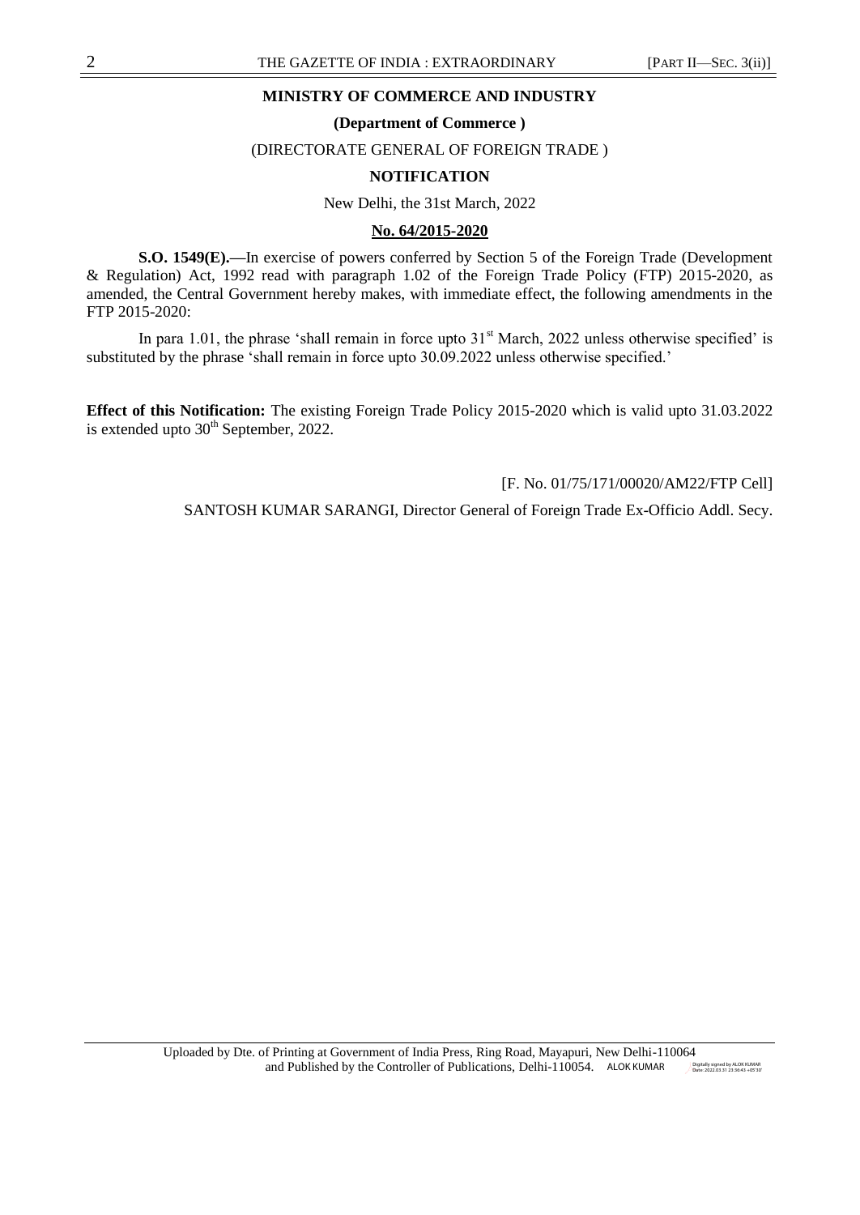**MINISTRY OF COMMERCE AND INDUSTRY**

**(Department of Commerce )**

(DIRECTORATE GENERAL OF FOREIGN TRADE )

**NOTIFICATION**

New Delhi, the 31st March, 2022

**No. 64/2015-2020**

**S.O. 1549(E).—**In exercise of powers conferred by Section 5 of the Foreign Trade (Development & Regulation) Act, 1992 read with paragraph 1.02 of the Foreign Trade Policy (FTP) 2015-2020, as amended, the Central Government hereby makes, with immediate effect, the following amendments in the FTP 2015-2020:

In para 1.01, the phrase 'shall remain in force upto 31st March, 2022 unless otherwise specified' is substituted by the phrase 'shall remain in force upto 30.09.2022 unless otherwise specified.'

**Effect of this Notification:** The existing Foreign Trade Policy 2015-2020 which is valid upto 31.03.2022 is extended upto 30th September, 2022.

[F. No. 01/75/171/00020/AM22/FTP Cell]

SANTOSH KUMAR SARANGI, Director General of Foreign Trade Ex-Officio Addl. Secy.

Uploaded by Dte. of Printing at Government of India Press, Ring Road, Mayapuri, New Delhi-110064 and Published by the Controller of Publications, Delhi-110054.